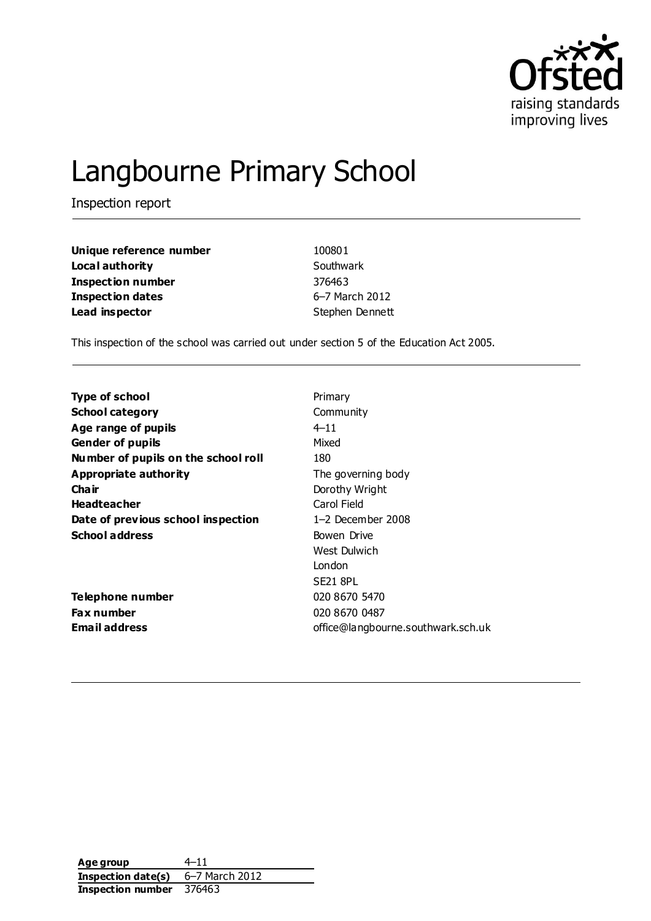# Langbourne Primary School

Inspection report

| | |
|---|---|
| **Unique reference number** | 100801 |
| **Local authority** | Southwark |
| **Inspection number** | 376463 |
| **Inspection dates** | 6–7 March 2012 |
| **Lead inspector** | Stephen Dennett |

This inspection of the school was carried out under section 5 of the Education Act 2005.

| | |
|---|---|
| **Type of school** | Primary |
| **School category** | Community |
| **Age range of pupils** | 4–11 |
| **Gender of pupils** | Mixed |
| **Number of pupils on the school roll** | 180 |
| **Appropriate authority** | The governing body |
| **Chair** | Dorothy Wright |
| **Headteacher** | Carol Field |
| **Date of previous school inspection** | 1–2 December 2008 |
| **School address** | Bowen Drive<br>West Dulwich<br>London<br>SE21 8PL |
| **Telephone number** | 020 8670 5470 |
| **Fax number** | 020 8670 0487 |
| **Email address** | office@langbourne.southwark.sch.uk |

| | |
|---|---|
| **Age group** | 4–11 |
| **Inspection date(s)** | 6–7 March 2012 |
| **Inspection number** | 376463 |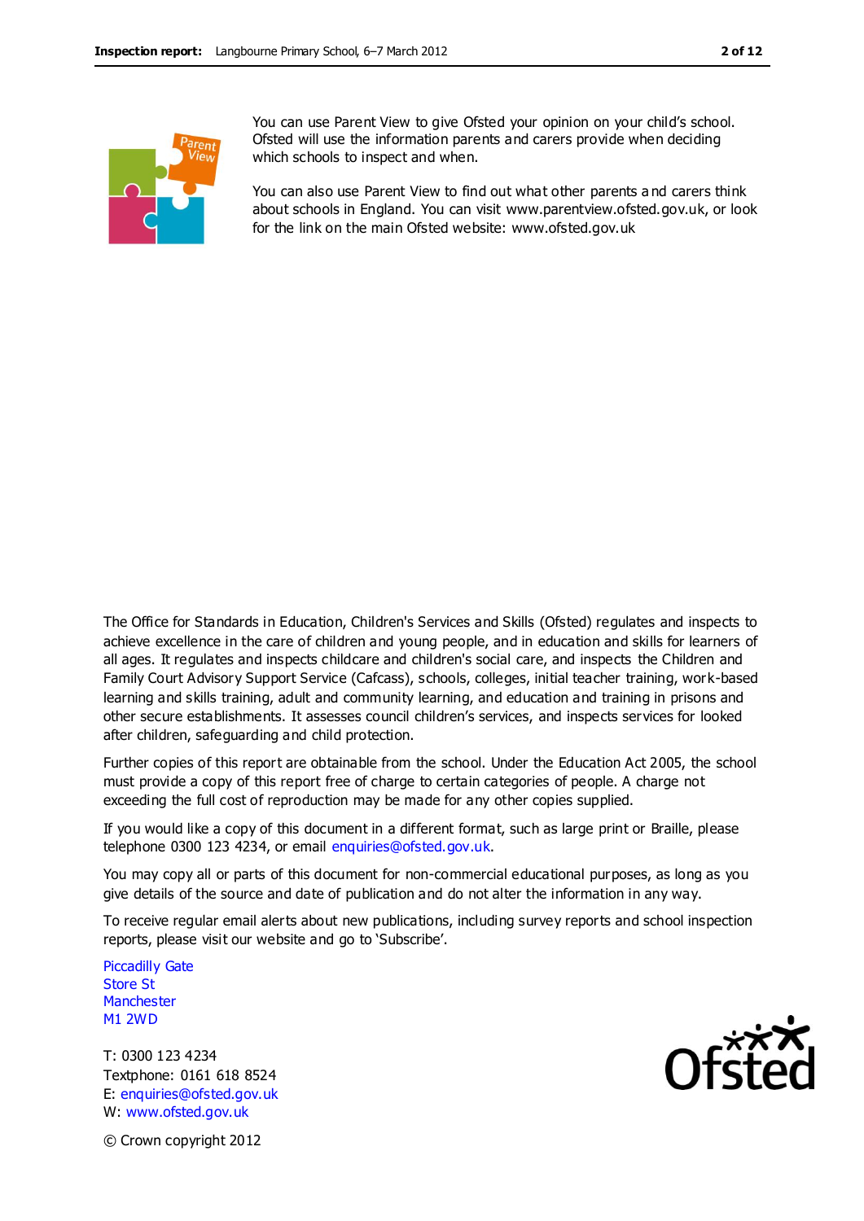You can use Parent View to give Ofsted your opinion on your child's school. Ofsted will use the information parents and carers provide when deciding which schools to inspect and when.

You can also use Parent View to find out what other parents and carers think about schools in England. You can visit www.parentview.ofsted.gov.uk, or look for the link on the main Ofsted website: www.ofsted.gov.uk

The Office for Standards in Education, Children's Services and Skills (Ofsted) regulates and inspects to achieve excellence in the care of children and young people, and in education and skills for learners of all ages. It regulates and inspects childcare and children's social care, and inspects the Children and Family Court Advisory Support Service (Cafcass), schools, colleges, initial teacher training, work-based learning and skills training, adult and community learning, and education and training in prisons and other secure establishments. It assesses council children's services, and inspects services for looked after children, safeguarding and child protection.

Further copies of this report are obtainable from the school. Under the Education Act 2005, the school must provide a copy of this report free of charge to certain categories of people. A charge not exceeding the full cost of reproduction may be made for any other copies supplied.

If you would like a copy of this document in a different format, such as large print or Braille, please telephone 0300 123 4234, or email enquiries@ofsted.gov.uk.

You may copy all or parts of this document for non-commercial educational purposes, as long as you give details of the source and date of publication and do not alter the information in any way.

To receive regular email alerts about new publications, including survey reports and school inspection reports, please visit our website and go to 'Subscribe'.

Piccadilly Gate
Store St
Manchester
M1 2WD

T: 0300 123 4234
Textphone: 0161 618 8524
E: enquiries@ofsted.gov.uk
W: www.ofsted.gov.uk

© Crown copyright 2012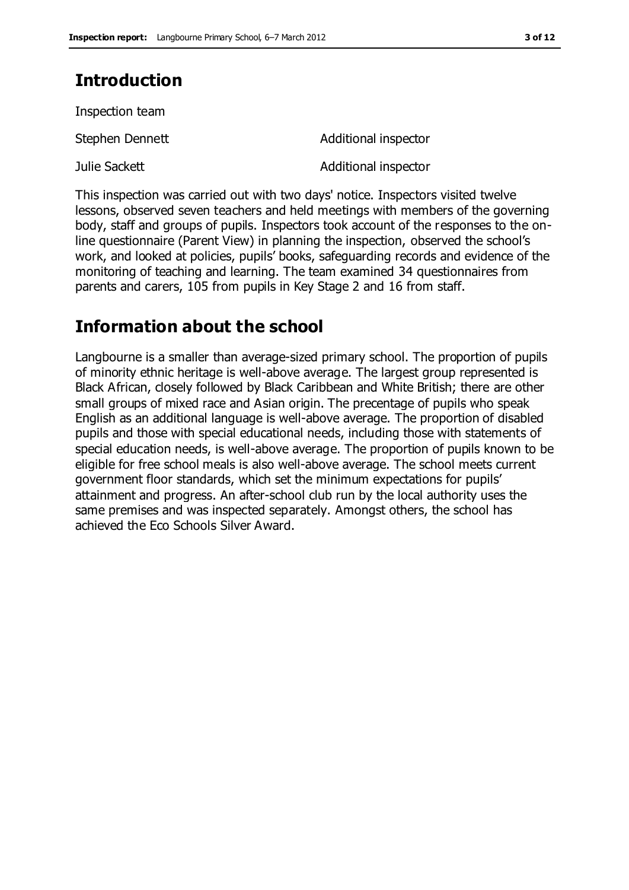## Introduction

Inspection team

| | |
|---|---|
| Stephen Dennett | Additional inspector |
| Julie Sackett | Additional inspector |

This inspection was carried out with two days' notice. Inspectors visited twelve lessons, observed seven teachers and held meetings with members of the governing body, staff and groups of pupils. Inspectors took account of the responses to the on-line questionnaire (Parent View) in planning the inspection, observed the school's work, and looked at policies, pupils' books, safeguarding records and evidence of the monitoring of teaching and learning. The team examined 34 questionnaires from parents and carers, 105 from pupils in Key Stage 2 and 16 from staff.

## Information about the school

Langbourne is a smaller than average-sized primary school. The proportion of pupils of minority ethnic heritage is well-above average. The largest group represented is Black African, closely followed by Black Caribbean and White British; there are other small groups of mixed race and Asian origin. The precentage of pupils who speak English as an additional language is well-above average. The proportion of disabled pupils and those with special educational needs, including those with statements of special education needs, is well-above average. The proportion of pupils known to be eligible for free school meals is also well-above average. The school meets current government floor standards, which set the minimum expectations for pupils' attainment and progress. An after-school club run by the local authority uses the same premises and was inspected separately. Amongst others, the school has achieved the Eco Schools Silver Award.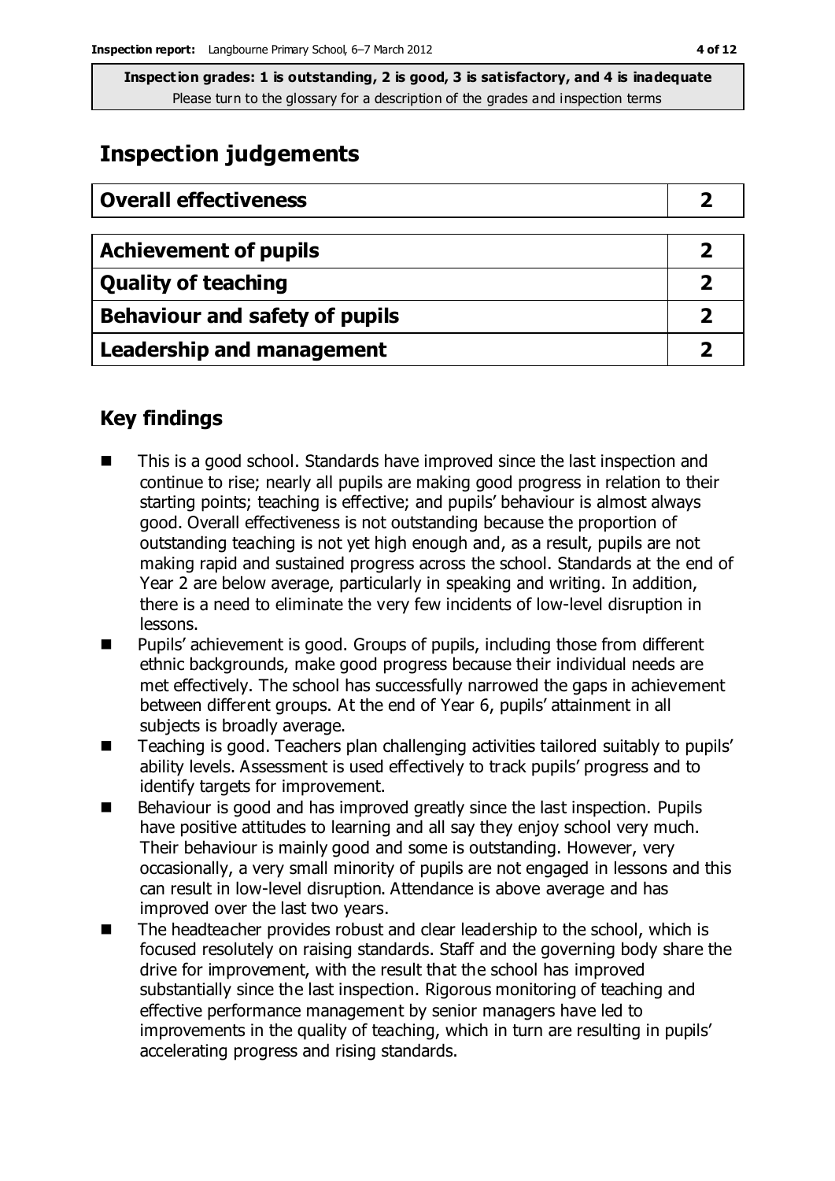**Inspection grades: 1 is outstanding, 2 is good, 3 is satisfactory, and 4 is inadequate**
Please turn to the glossary for a description of the grades and inspection terms

## Inspection judgements

| Overall effectiveness | 2 |
| --- | --- |

| Achievement of pupils | 2 |
| --- | --- |
| Quality of teaching | 2 |
| Behaviour and safety of pupils | 2 |
| Leadership and management | 2 |

## Key findings

- This is a good school. Standards have improved since the last inspection and continue to rise; nearly all pupils are making good progress in relation to their starting points; teaching is effective; and pupils' behaviour is almost always good. Overall effectiveness is not outstanding because the proportion of outstanding teaching is not yet high enough and, as a result, pupils are not making rapid and sustained progress across the school. Standards at the end of Year 2 are below average, particularly in speaking and writing. In addition, there is a need to eliminate the very few incidents of low-level disruption in lessons.
- Pupils' achievement is good. Groups of pupils, including those from different ethnic backgrounds, make good progress because their individual needs are met effectively. The school has successfully narrowed the gaps in achievement between different groups. At the end of Year 6, pupils' attainment in all subjects is broadly average.
- Teaching is good. Teachers plan challenging activities tailored suitably to pupils' ability levels. Assessment is used effectively to track pupils' progress and to identify targets for improvement.
- Behaviour is good and has improved greatly since the last inspection. Pupils have positive attitudes to learning and all say they enjoy school very much. Their behaviour is mainly good and some is outstanding. However, very occasionally, a very small minority of pupils are not engaged in lessons and this can result in low-level disruption. Attendance is above average and has improved over the last two years.
- The headteacher provides robust and clear leadership to the school, which is focused resolutely on raising standards. Staff and the governing body share the drive for improvement, with the result that the school has improved substantially since the last inspection. Rigorous monitoring of teaching and effective performance management by senior managers have led to improvements in the quality of teaching, which in turn are resulting in pupils' accelerating progress and rising standards.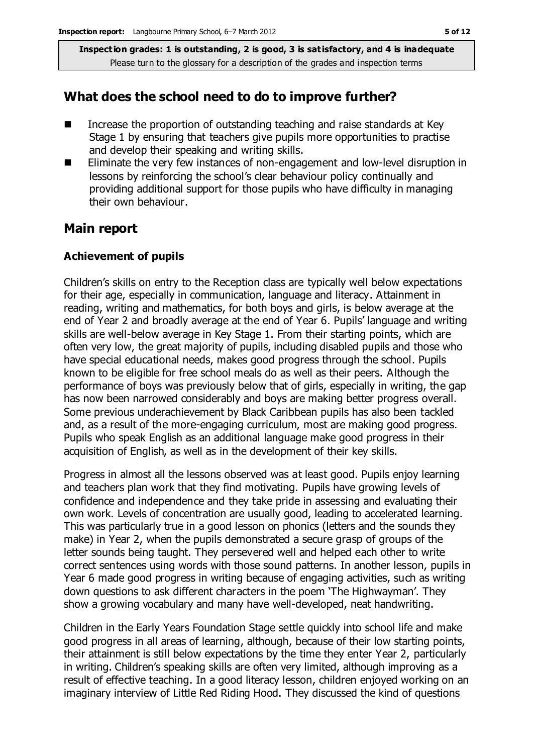Inspection grades: 1 is outstanding, 2 is good, 3 is satisfactory, and 4 is inadequate
Please turn to the glossary for a description of the grades and inspection terms

## What does the school need to do to improve further?

- Increase the proportion of outstanding teaching and raise standards at Key Stage 1 by ensuring that teachers give pupils more opportunities to practise and develop their speaking and writing skills.
- Eliminate the very few instances of non-engagement and low-level disruption in lessons by reinforcing the school's clear behaviour policy continually and providing additional support for those pupils who have difficulty in managing their own behaviour.

## Main report

### Achievement of pupils

Children's skills on entry to the Reception class are typically well below expectations for their age, especially in communication, language and literacy. Attainment in reading, writing and mathematics, for both boys and girls, is below average at the end of Year 2 and broadly average at the end of Year 6. Pupils' language and writing skills are well-below average in Key Stage 1. From their starting points, which are often very low, the great majority of pupils, including disabled pupils and those who have special educational needs, makes good progress through the school. Pupils known to be eligible for free school meals do as well as their peers. Although the performance of boys was previously below that of girls, especially in writing, the gap has now been narrowed considerably and boys are making better progress overall. Some previous underachievement by Black Caribbean pupils has also been tackled and, as a result of the more-engaging curriculum, most are making good progress. Pupils who speak English as an additional language make good progress in their acquisition of English, as well as in the development of their key skills.

Progress in almost all the lessons observed was at least good. Pupils enjoy learning and teachers plan work that they find motivating. Pupils have growing levels of confidence and independence and they take pride in assessing and evaluating their own work. Levels of concentration are usually good, leading to accelerated learning. This was particularly true in a good lesson on phonics (letters and the sounds they make) in Year 2, when the pupils demonstrated a secure grasp of groups of the letter sounds being taught. They persevered well and helped each other to write correct sentences using words with those sound patterns. In another lesson, pupils in Year 6 made good progress in writing because of engaging activities, such as writing down questions to ask different characters in the poem 'The Highwayman'. They show a growing vocabulary and many have well-developed, neat handwriting.

Children in the Early Years Foundation Stage settle quickly into school life and make good progress in all areas of learning, although, because of their low starting points, their attainment is still below expectations by the time they enter Year 2, particularly in writing. Children's speaking skills are often very limited, although improving as a result of effective teaching. In a good literacy lesson, children enjoyed working on an imaginary interview of Little Red Riding Hood. They discussed the kind of questions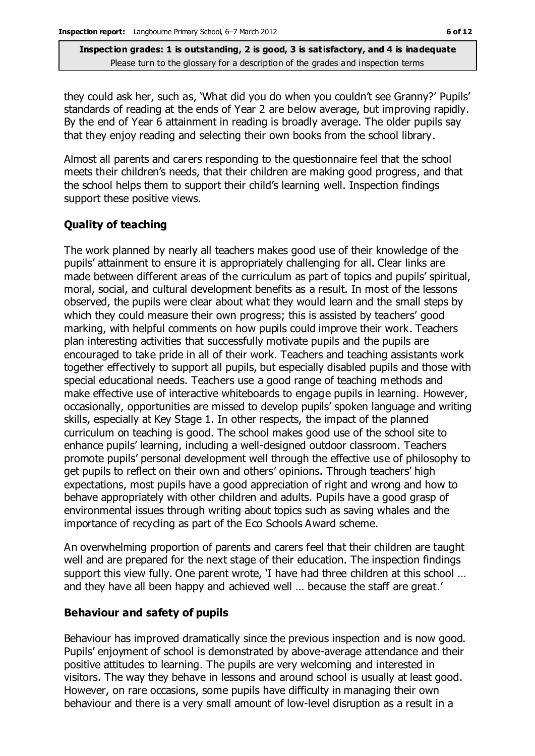they could ask her, such as, 'What did you do when you couldn't see Granny?' Pupils' standards of reading at the ends of Year 2 are below average, but improving rapidly. By the end of Year 6 attainment in reading is broadly average. The older pupils say that they enjoy reading and selecting their own books from the school library.

Almost all parents and carers responding to the questionnaire feel that the school meets their children's needs, that their children are making good progress, and that the school helps them to support their child's learning well. Inspection findings support these positive views.

### Quality of teaching

The work planned by nearly all teachers makes good use of their knowledge of the pupils' attainment to ensure it is appropriately challenging for all. Clear links are made between different areas of the curriculum as part of topics and pupils' spiritual, moral, social, and cultural development benefits as a result. In most of the lessons observed, the pupils were clear about what they would learn and the small steps by which they could measure their own progress; this is assisted by teachers' good marking, with helpful comments on how pupils could improve their work. Teachers plan interesting activities that successfully motivate pupils and the pupils are encouraged to take pride in all of their work. Teachers and teaching assistants work together effectively to support all pupils, but especially disabled pupils and those with special educational needs. Teachers use a good range of teaching methods and make effective use of interactive whiteboards to engage pupils in learning. However, occasionally, opportunities are missed to develop pupils' spoken language and writing skills, especially at Key Stage 1. In other respects, the impact of the planned curriculum on teaching is good. The school makes good use of the school site to enhance pupils' learning, including a well-designed outdoor classroom. Teachers promote pupils' personal development well through the effective use of philosophy to get pupils to reflect on their own and others' opinions. Through teachers' high expectations, most pupils have a good appreciation of right and wrong and how to behave appropriately with other children and adults. Pupils have a good grasp of environmental issues through writing about topics such as saving whales and the importance of recycling as part of the Eco Schools Award scheme.

An overwhelming proportion of parents and carers feel that their children are taught well and are prepared for the next stage of their education. The inspection findings support this view fully. One parent wrote, 'I have had three children at this school … and they have all been happy and achieved well … because the staff are great.'

### Behaviour and safety of pupils

Behaviour has improved dramatically since the previous inspection and is now good. Pupils' enjoyment of school is demonstrated by above-average attendance and their positive attitudes to learning. The pupils are very welcoming and interested in visitors. The way they behave in lessons and around school is usually at least good. However, on rare occasions, some pupils have difficulty in managing their own behaviour and there is a very small amount of low-level disruption as a result in a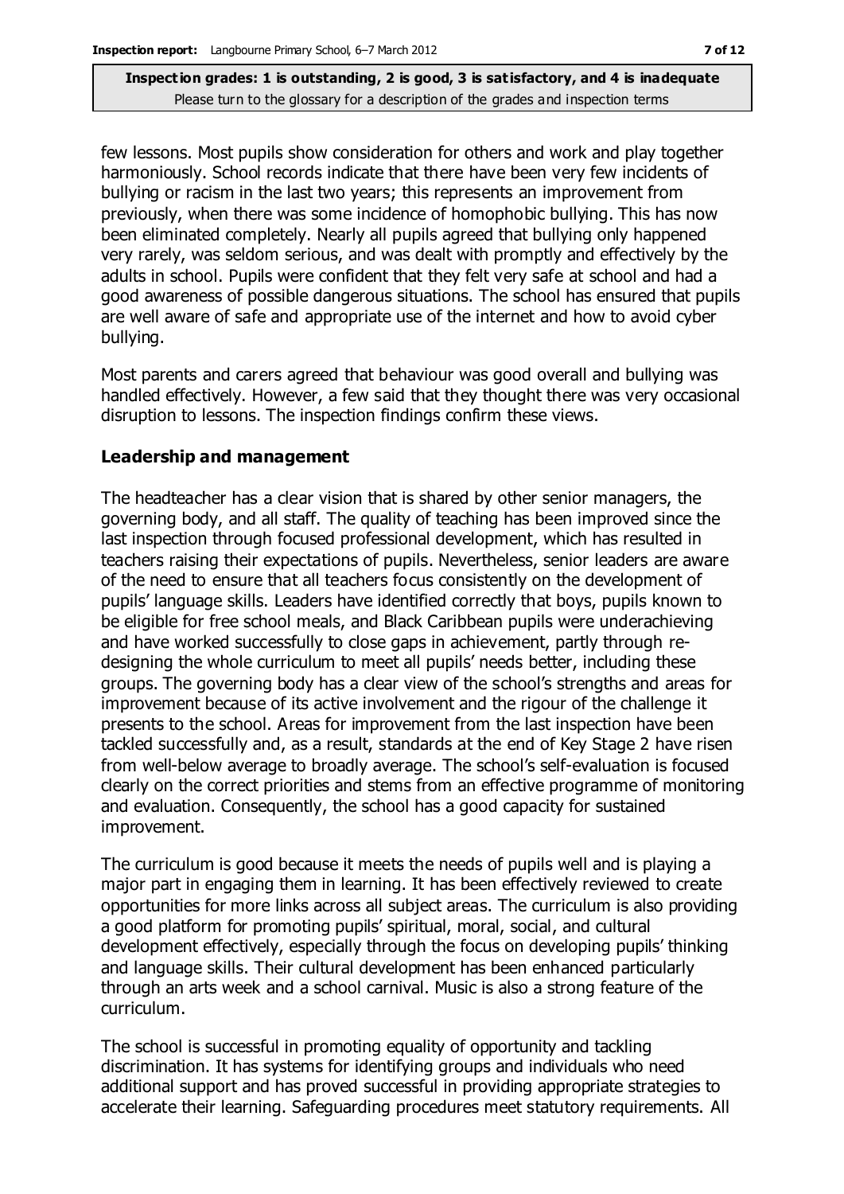few lessons. Most pupils show consideration for others and work and play together harmoniously. School records indicate that there have been very few incidents of bullying or racism in the last two years; this represents an improvement from previously, when there was some incidence of homophobic bullying. This has now been eliminated completely. Nearly all pupils agreed that bullying only happened very rarely, was seldom serious, and was dealt with promptly and effectively by the adults in school. Pupils were confident that they felt very safe at school and had a good awareness of possible dangerous situations. The school has ensured that pupils are well aware of safe and appropriate use of the internet and how to avoid cyber bullying.

Most parents and carers agreed that behaviour was good overall and bullying was handled effectively. However, a few said that they thought there was very occasional disruption to lessons. The inspection findings confirm these views.

### Leadership and management

The headteacher has a clear vision that is shared by other senior managers, the governing body, and all staff. The quality of teaching has been improved since the last inspection through focused professional development, which has resulted in teachers raising their expectations of pupils. Nevertheless, senior leaders are aware of the need to ensure that all teachers focus consistently on the development of pupils' language skills. Leaders have identified correctly that boys, pupils known to be eligible for free school meals, and Black Caribbean pupils were underachieving and have worked successfully to close gaps in achievement, partly through re-designing the whole curriculum to meet all pupils' needs better, including these groups. The governing body has a clear view of the school's strengths and areas for improvement because of its active involvement and the rigour of the challenge it presents to the school. Areas for improvement from the last inspection have been tackled successfully and, as a result, standards at the end of Key Stage 2 have risen from well-below average to broadly average. The school's self-evaluation is focused clearly on the correct priorities and stems from an effective programme of monitoring and evaluation. Consequently, the school has a good capacity for sustained improvement.

The curriculum is good because it meets the needs of pupils well and is playing a major part in engaging them in learning. It has been effectively reviewed to create opportunities for more links across all subject areas. The curriculum is also providing a good platform for promoting pupils' spiritual, moral, social, and cultural development effectively, especially through the focus on developing pupils' thinking and language skills. Their cultural development has been enhanced particularly through an arts week and a school carnival. Music is also a strong feature of the curriculum.

The school is successful in promoting equality of opportunity and tackling discrimination. It has systems for identifying groups and individuals who need additional support and has proved successful in providing appropriate strategies to accelerate their learning. Safeguarding procedures meet statutory requirements. All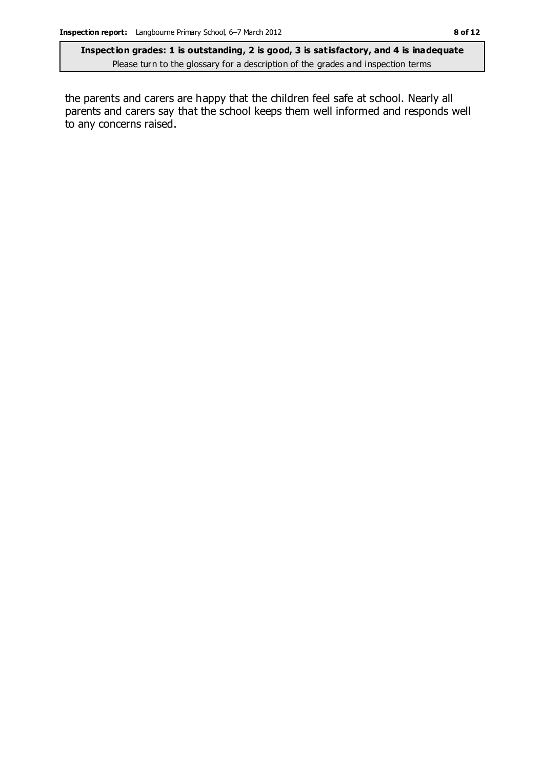the parents and carers are happy that the children feel safe at school. Nearly all parents and carers say that the school keeps them well informed and responds well to any concerns raised.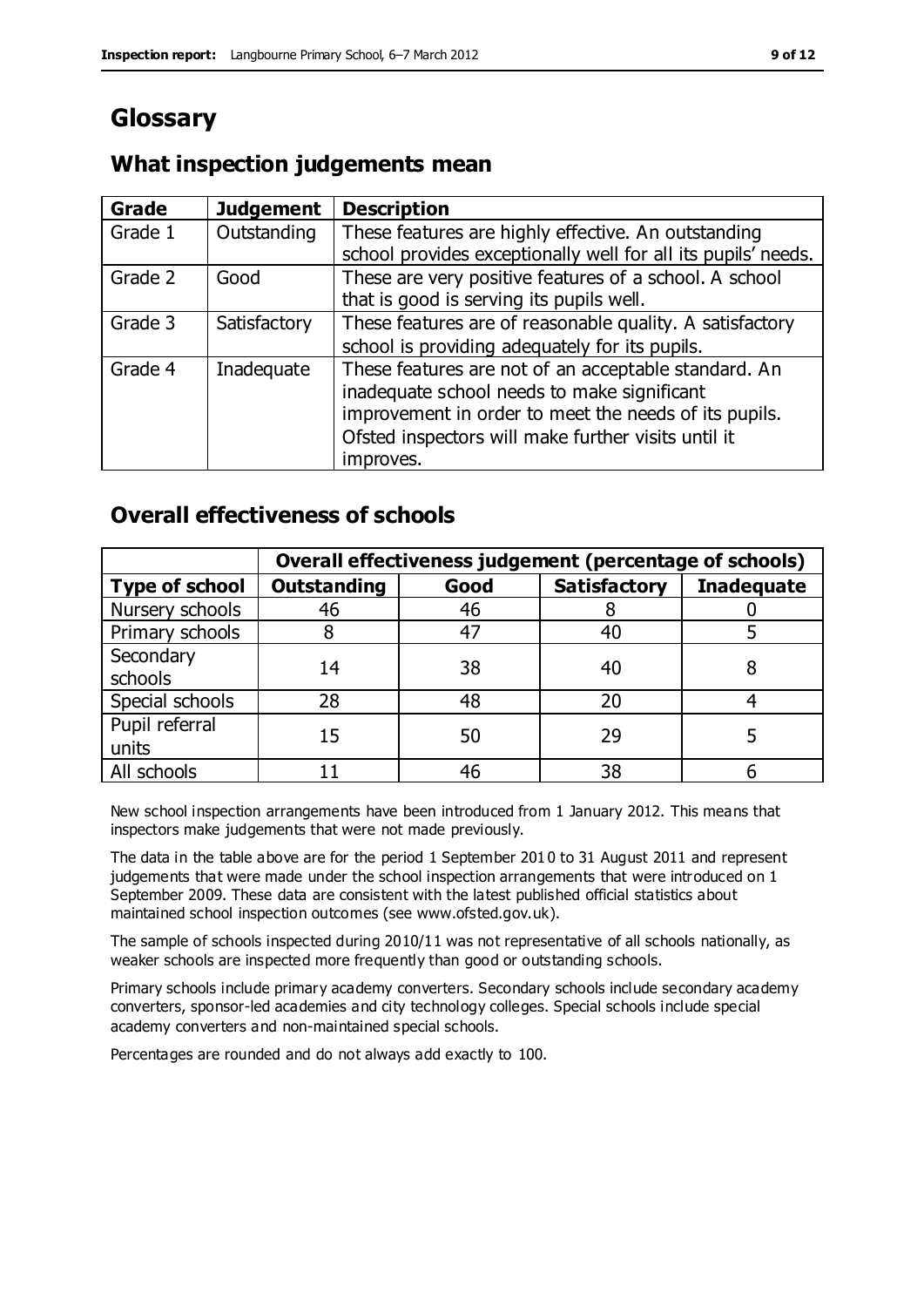# Glossary

## What inspection judgements mean

| Grade | Judgement | Description |
|---|---|---|
| Grade 1 | Outstanding | These features are highly effective. An outstanding school provides exceptionally well for all its pupils' needs. |
| Grade 2 | Good | These are very positive features of a school. A school that is good is serving its pupils well. |
| Grade 3 | Satisfactory | These features are of reasonable quality. A satisfactory school is providing adequately for its pupils. |
| Grade 4 | Inadequate | These features are not of an acceptable standard. An inadequate school needs to make significant improvement in order to meet the needs of its pupils. Ofsted inspectors will make further visits until it improves. |

## Overall effectiveness of schools

| | Overall effectiveness judgement (percentage of schools) | | | |
|---|---|---|---|---|
| **Type of school** | **Outstanding** | **Good** | **Satisfactory** | **Inadequate** |
| Nursery schools | 46 | 46 | 8 | 0 |
| Primary schools | 8 | 47 | 40 | 5 |
| Secondary schools | 14 | 38 | 40 | 8 |
| Special schools | 28 | 48 | 20 | 4 |
| Pupil referral units | 15 | 50 | 29 | 5 |
| All schools | 11 | 46 | 38 | 6 |

New school inspection arrangements have been introduced from 1 January 2012. This means that inspectors make judgements that were not made previously.

The data in the table above are for the period 1 September 2010 to 31 August 2011 and represent judgements that were made under the school inspection arrangements that were introduced on 1 September 2009. These data are consistent with the latest published official statistics about maintained school inspection outcomes (see www.ofsted.gov.uk).

The sample of schools inspected during 2010/11 was not representative of all schools nationally, as weaker schools are inspected more frequently than good or outstanding schools.

Primary schools include primary academy converters. Secondary schools include secondary academy converters, sponsor-led academies and city technology colleges. Special schools include special academy converters and non-maintained special schools.

Percentages are rounded and do not always add exactly to 100.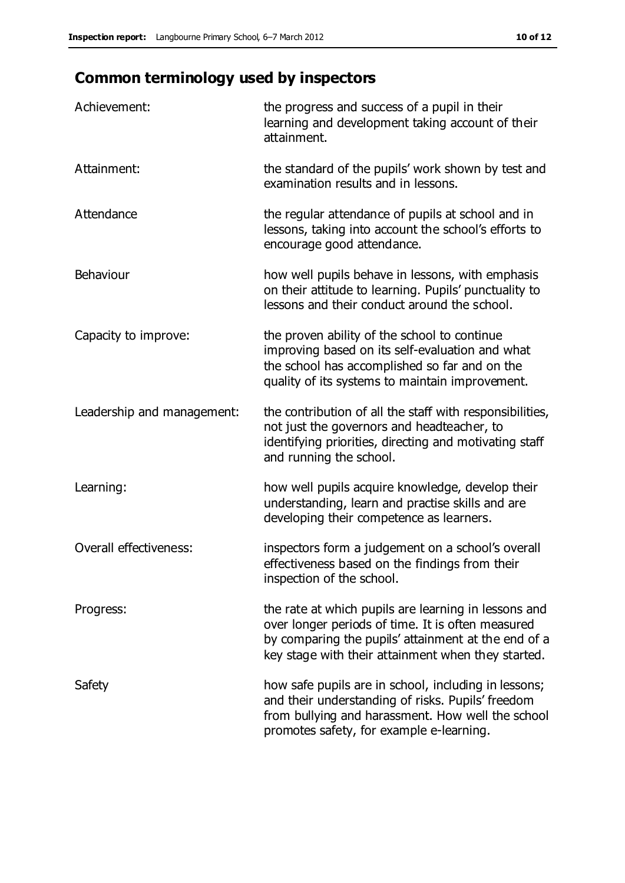## Common terminology used by inspectors

| | |
|---|---|
| Achievement: | the progress and success of a pupil in their learning and development taking account of their attainment. |
| Attainment: | the standard of the pupils' work shown by test and examination results and in lessons. |
| Attendance | the regular attendance of pupils at school and in lessons, taking into account the school's efforts to encourage good attendance. |
| Behaviour | how well pupils behave in lessons, with emphasis on their attitude to learning. Pupils' punctuality to lessons and their conduct around the school. |
| Capacity to improve: | the proven ability of the school to continue improving based on its self-evaluation and what the school has accomplished so far and on the quality of its systems to maintain improvement. |
| Leadership and management: | the contribution of all the staff with responsibilities, not just the governors and headteacher, to identifying priorities, directing and motivating staff and running the school. |
| Learning: | how well pupils acquire knowledge, develop their understanding, learn and practise skills and are developing their competence as learners. |
| Overall effectiveness: | inspectors form a judgement on a school's overall effectiveness based on the findings from their inspection of the school. |
| Progress: | the rate at which pupils are learning in lessons and over longer periods of time. It is often measured by comparing the pupils' attainment at the end of a key stage with their attainment when they started. |
| Safety | how safe pupils are in school, including in lessons; and their understanding of risks. Pupils' freedom from bullying and harassment. How well the school promotes safety, for example e-learning. |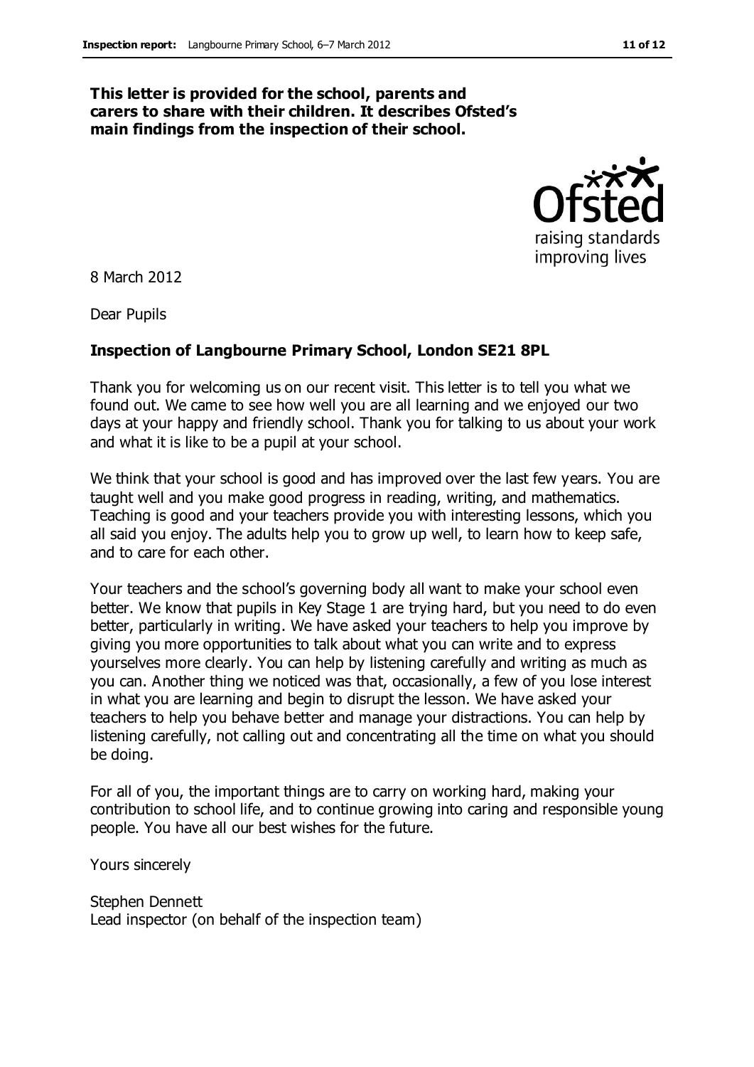**This letter is provided for the school, parents and carers to share with their children. It describes Ofsted's main findings from the inspection of their school.**

8 March 2012

Dear Pupils

**Inspection of Langbourne Primary School, London SE21 8PL**

Thank you for welcoming us on our recent visit. This letter is to tell you what we found out. We came to see how well you are all learning and we enjoyed our two days at your happy and friendly school. Thank you for talking to us about your work and what it is like to be a pupil at your school.

We think that your school is good and has improved over the last few years. You are taught well and you make good progress in reading, writing, and mathematics. Teaching is good and your teachers provide you with interesting lessons, which you all said you enjoy. The adults help you to grow up well, to learn how to keep safe, and to care for each other.

Your teachers and the school's governing body all want to make your school even better. We know that pupils in Key Stage 1 are trying hard, but you need to do even better, particularly in writing. We have asked your teachers to help you improve by giving you more opportunities to talk about what you can write and to express yourselves more clearly. You can help by listening carefully and writing as much as you can. Another thing we noticed was that, occasionally, a few of you lose interest in what you are learning and begin to disrupt the lesson. We have asked your teachers to help you behave better and manage your distractions. You can help by listening carefully, not calling out and concentrating all the time on what you should be doing.

For all of you, the important things are to carry on working hard, making your contribution to school life, and to continue growing into caring and responsible young people. You have all our best wishes for the future.

Yours sincerely

Stephen Dennett
Lead inspector (on behalf of the inspection team)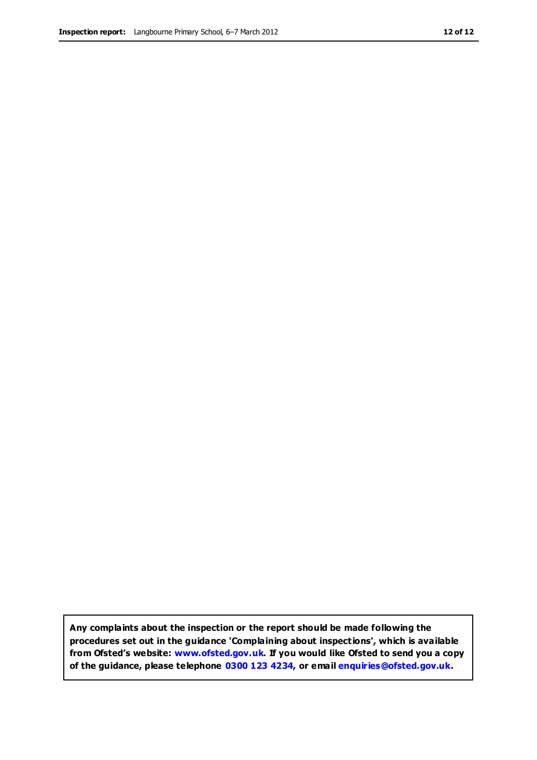**Any complaints about the inspection or the report should be made following the procedures set out in the guidance 'Complaining about inspections', which is available from Ofsted's website: www.ofsted.gov.uk. If you would like Ofsted to send you a copy of the guidance, please telephone 0300 123 4234, or email enquiries@ofsted.gov.uk.**